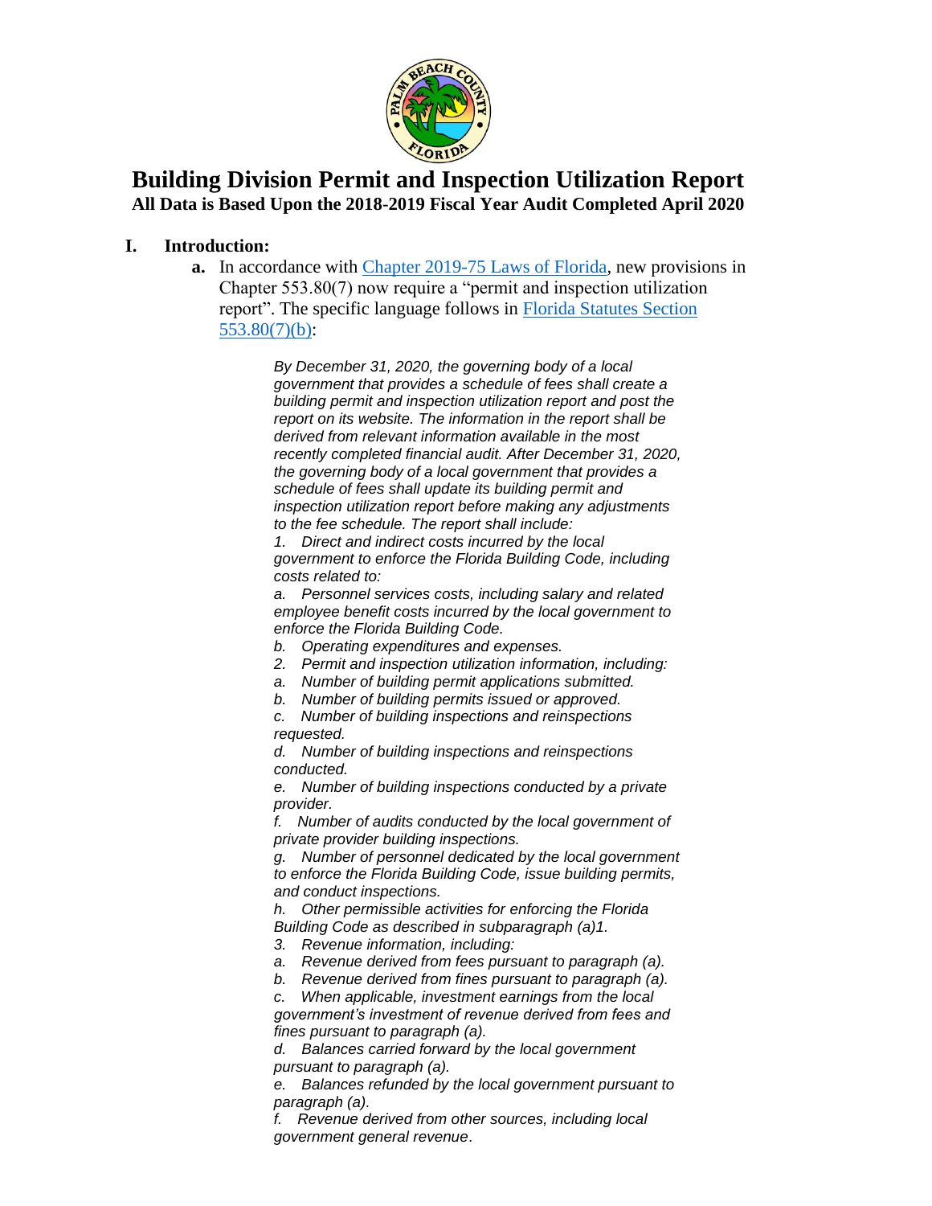# Building Division Permit and Inspection Utilization Report

**All Data is Based Upon the 2018-2019 Fiscal Year Audit Completed April 2020**

## I. Introduction:

**a.** In accordance with Chapter 2019-75 Laws of Florida, new provisions in Chapter 553.80(7) now require a "permit and inspection utilization report". The specific language follows in Florida Statutes Section 553.80(7)(b):

> *By December 31, 2020, the governing body of a local government that provides a schedule of fees shall create a building permit and inspection utilization report and post the report on its website. The information in the report shall be derived from relevant information available in the most recently completed financial audit. After December 31, 2020, the governing body of a local government that provides a schedule of fees shall update its building permit and inspection utilization report before making any adjustments to the fee schedule. The report shall include:*
>
> *1. Direct and indirect costs incurred by the local government to enforce the Florida Building Code, including costs related to:*
>
> *a. Personnel services costs, including salary and related employee benefit costs incurred by the local government to enforce the Florida Building Code.*
>
> *b. Operating expenditures and expenses.*
>
> *2. Permit and inspection utilization information, including:*
>
> *a. Number of building permit applications submitted.*
>
> *b. Number of building permits issued or approved.*
>
> *c. Number of building inspections and reinspections requested.*
>
> *d. Number of building inspections and reinspections conducted.*
>
> *e. Number of building inspections conducted by a private provider.*
>
> *f. Number of audits conducted by the local government of private provider building inspections.*
>
> *g. Number of personnel dedicated by the local government to enforce the Florida Building Code, issue building permits, and conduct inspections.*
>
> *h. Other permissible activities for enforcing the Florida Building Code as described in subparagraph (a)1.*
>
> *3. Revenue information, including:*
>
> *a. Revenue derived from fees pursuant to paragraph (a).*
>
> *b. Revenue derived from fines pursuant to paragraph (a).*
>
> *c. When applicable, investment earnings from the local government's investment of revenue derived from fees and fines pursuant to paragraph (a).*
>
> *d. Balances carried forward by the local government pursuant to paragraph (a).*
>
> *e. Balances refunded by the local government pursuant to paragraph (a).*
>
> *f. Revenue derived from other sources, including local government general revenue.*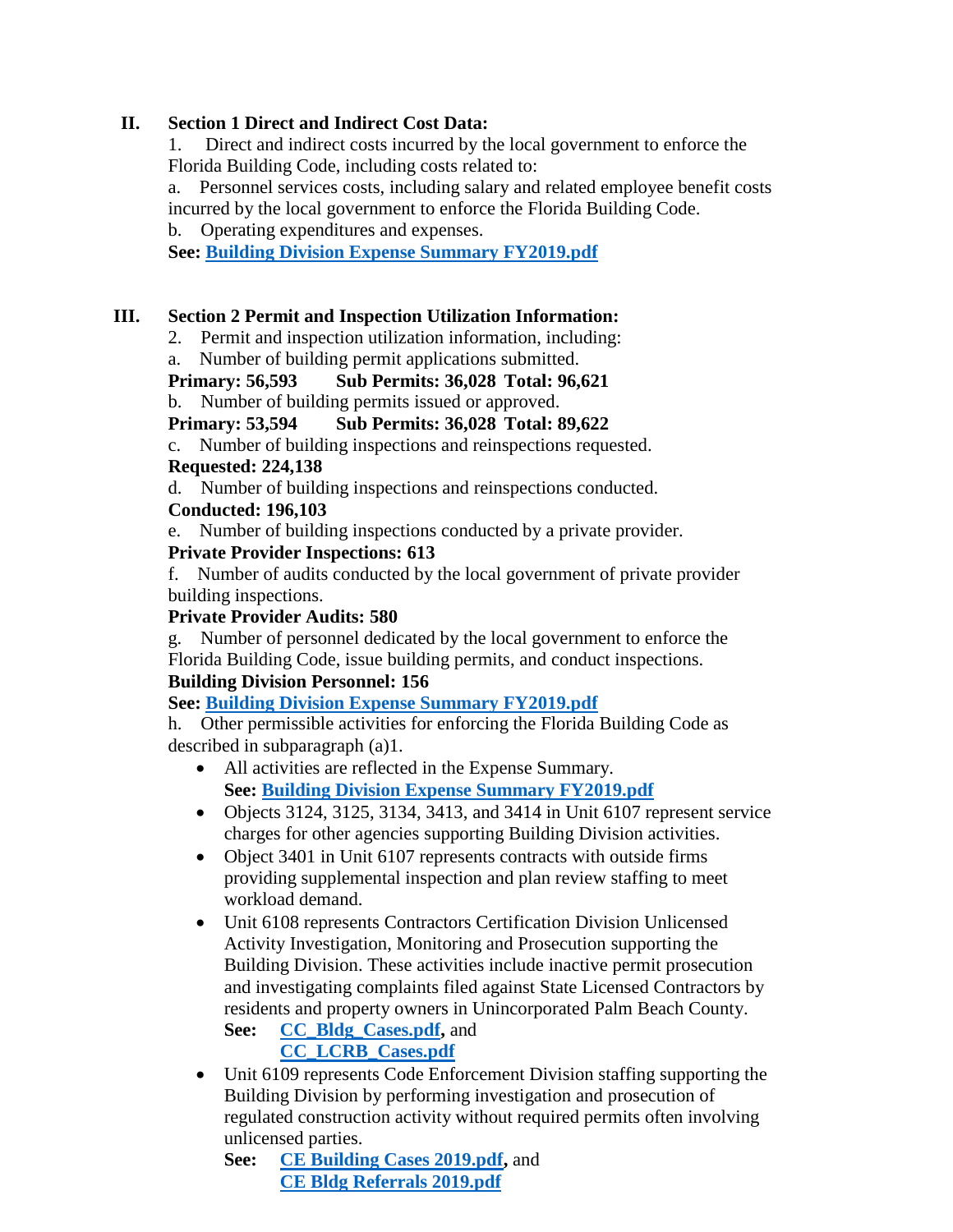## II. Section 1 Direct and Indirect Cost Data:

1. Direct and indirect costs incurred by the local government to enforce the Florida Building Code, including costs related to:

a. Personnel services costs, including salary and related employee benefit costs incurred by the local government to enforce the Florida Building Code.

b. Operating expenditures and expenses.

**See: Building Division Expense Summary FY2019.pdf**

## III. Section 2 Permit and Inspection Utilization Information:

2. Permit and inspection utilization information, including:

a. Number of building permit applications submitted.

**Primary: 56,593 Sub Permits: 36,028 Total: 96,621**

b. Number of building permits issued or approved.

**Primary: 53,594 Sub Permits: 36,028 Total: 89,622**

c. Number of building inspections and reinspections requested.

**Requested: 224,138**

d. Number of building inspections and reinspections conducted.

**Conducted: 196,103**

e. Number of building inspections conducted by a private provider.

**Private Provider Inspections: 613**

f. Number of audits conducted by the local government of private provider building inspections.

**Private Provider Audits: 580**

g. Number of personnel dedicated by the local government to enforce the Florida Building Code, issue building permits, and conduct inspections.

**Building Division Personnel: 156**

**See: Building Division Expense Summary FY2019.pdf**

h. Other permissible activities for enforcing the Florida Building Code as described in subparagraph (a)1.

- All activities are reflected in the Expense Summary.
  **See: Building Division Expense Summary FY2019.pdf**
- Objects 3124, 3125, 3134, 3413, and 3414 in Unit 6107 represent service charges for other agencies supporting Building Division activities.
- Object 3401 in Unit 6107 represents contracts with outside firms providing supplemental inspection and plan review staffing to meet workload demand.
- Unit 6108 represents Contractors Certification Division Unlicensed Activity Investigation, Monitoring and Prosecution supporting the Building Division. These activities include inactive permit prosecution and investigating complaints filed against State Licensed Contractors by residents and property owners in Unincorporated Palm Beach County.
  **See: CC_Bldg_Cases.pdf,** and **CC_LCRB_Cases.pdf**
- Unit 6109 represents Code Enforcement Division staffing supporting the Building Division by performing investigation and prosecution of regulated construction activity without required permits often involving unlicensed parties.
  **See: CE Building Cases 2019.pdf,** and **CE Bldg Referrals 2019.pdf**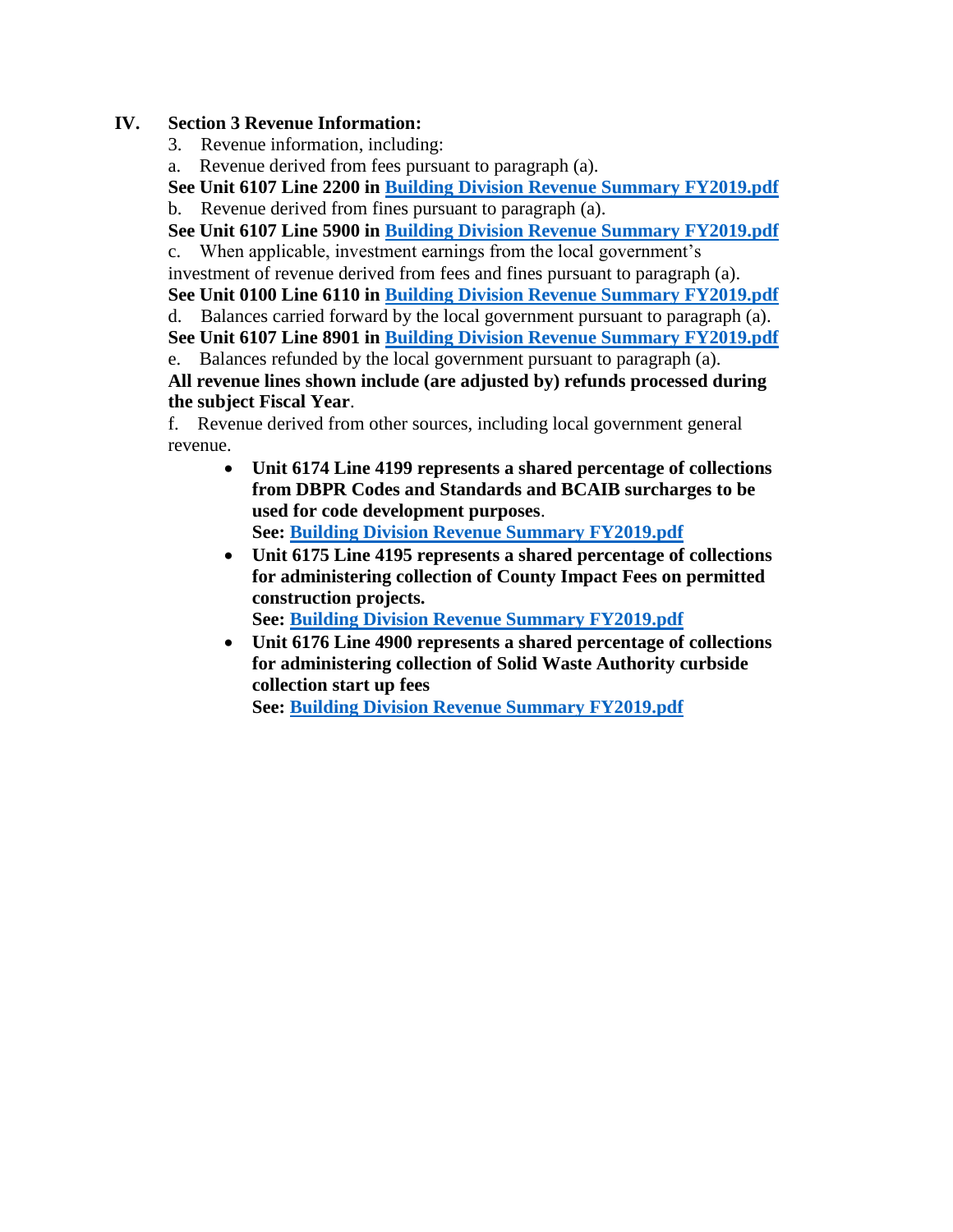## IV. Section 3 Revenue Information:

3. Revenue information, including:

a. Revenue derived from fees pursuant to paragraph (a).

**See Unit 6107 Line 2200 in Building Division Revenue Summary FY2019.pdf**

b. Revenue derived from fines pursuant to paragraph (a).

**See Unit 6107 Line 5900 in Building Division Revenue Summary FY2019.pdf**

c. When applicable, investment earnings from the local government's investment of revenue derived from fees and fines pursuant to paragraph (a).

**See Unit 0100 Line 6110 in Building Division Revenue Summary FY2019.pdf**

d. Balances carried forward by the local government pursuant to paragraph (a).

**See Unit 6107 Line 8901 in Building Division Revenue Summary FY2019.pdf**

e. Balances refunded by the local government pursuant to paragraph (a).

**All revenue lines shown include (are adjusted by) refunds processed during the subject Fiscal Year**.

f. Revenue derived from other sources, including local government general revenue.

- **Unit 6174 Line 4199 represents a shared percentage of collections from DBPR Codes and Standards and BCAIB surcharges to be used for code development purposes**.
  **See: Building Division Revenue Summary FY2019.pdf**
- **Unit 6175 Line 4195 represents a shared percentage of collections for administering collection of County Impact Fees on permitted construction projects.**
  **See: Building Division Revenue Summary FY2019.pdf**
- **Unit 6176 Line 4900 represents a shared percentage of collections for administering collection of Solid Waste Authority curbside collection start up fees**
  **See: Building Division Revenue Summary FY2019.pdf**